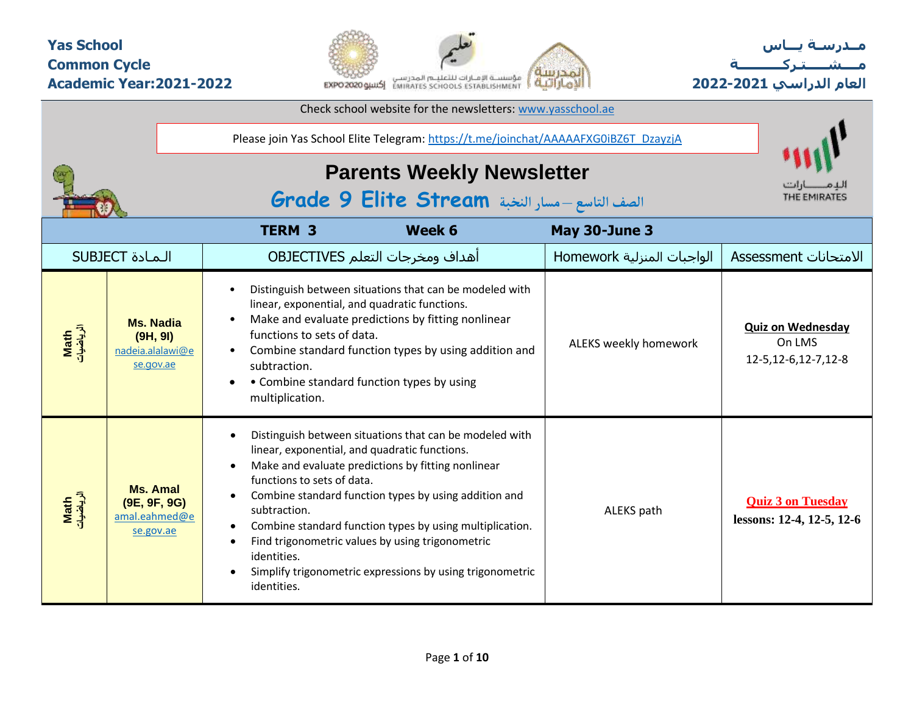**Yas School**
**Common Cycle**
**Academic Year:2021-2022**

**مـدرسـة يـــاس**
**مـــشـــتـــركــــــــة**
**العام الدراسي 2021-2022**

Check school website for the newsletters: www.yasschool.ae

Please join Yas School Elite Telegram: https://t.me/joinchat/AAAAAFXG0iBZ6T_DzayzjA

# Parents Weekly Newsletter

## Grade 9 Elite Stream الصف التاسع – مسار النخبة

| TERM 3 | | Week 6 | May 30-June 3 | |
|---|---|---|---|---|
| SUBJECT الـمـادة | | OBJECTIVES أهداف ومخرجات التعلم | Homework الواجبات المنزلية | Assessment الامتحانات |
| Math الرياضيات | **Ms. Nadia (9H, 9I)** nadeia.alalawi@ese.gov.ae | • Distinguish between situations that can be modeled with linear, exponential, and quadratic functions.<br>• Make and evaluate predictions by fitting nonlinear functions to sets of data.<br>• Combine standard function types by using addition and subtraction.<br>• • Combine standard function types by using multiplication. | ALEKS weekly homework | **Quiz on Wednesday**<br>On LMS<br>12-5,12-6,12-7,12-8 |
| Math الرياضيات | **Ms. Amal (9E, 9F, 9G)** amal.eahmed@ese.gov.ae | • Distinguish between situations that can be modeled with linear, exponential, and quadratic functions.<br>• Make and evaluate predictions by fitting nonlinear functions to sets of data.<br>• Combine standard function types by using addition and subtraction.<br>• Combine standard function types by using multiplication.<br>• Find trigonometric values by using trigonometric identities.<br>• Simplify trigonometric expressions by using trigonometric identities. | ALEKS path | **Quiz 3 on Tuesday**<br>**lessons: 12-4, 12-5, 12-6** |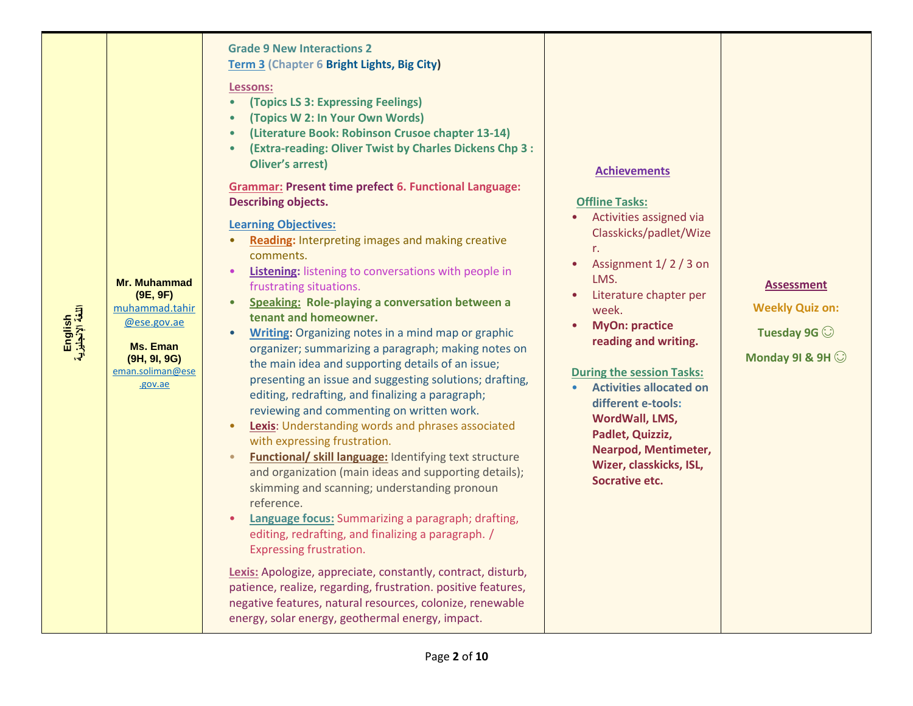| English اللغة الإنجليزية | **Mr. Muhammad (9E, 9F)** muhammad.tahir@ese.gov.ae<br><br>**Ms. Eman (9H, 9I, 9G)** eman.soliman@ese.gov.ae | **Grade 9 New Interactions 2**<br>**Term 3 (Chapter 6 Bright Lights, Big City)**<br><br>**Lessons:**<br>• **(Topics LS 3: Expressing Feelings)**<br>• **(Topics W 2: In Your Own Words)**<br>• **(Literature Book: Robinson Crusoe chapter 13-14)**<br>• **(Extra-reading: Oliver Twist by Charles Dickens Chp 3 : Oliver's arrest)**<br><br>**Grammar: Present time prefect 6. Functional Language: Describing objects.**<br><br>**Learning Objectives:**<br>• **Reading:** Interpreting images and making creative comments.<br>• **Listening:** listening to conversations with people in frustrating situations.<br>• **Speaking: Role-playing a conversation between a tenant and homeowner.**<br>• **Writing**: Organizing notes in a mind map or graphic organizer; summarizing a paragraph; making notes on the main idea and supporting details of an issue; presenting an issue and suggesting solutions; drafting, editing, redrafting, and finalizing a paragraph; reviewing and commenting on written work.<br>• **Lexis**: Understanding words and phrases associated with expressing frustration.<br>• **Functional/ skill language:** Identifying text structure and organization (main ideas and supporting details); skimming and scanning; understanding pronoun reference.<br>• **Language focus:** Summarizing a paragraph; drafting, editing, redrafting, and finalizing a paragraph. / Expressing frustration.<br><br>**Lexis:** Apologize, appreciate, constantly, contract, disturb, patience, realize, regarding, frustration. positive features, negative features, natural resources, colonize, renewable energy, solar energy, geothermal energy, impact. | **Achievements**<br><br>**Offline Tasks:**<br>• Activities assigned via Classkicks/padlet/Wizer.<br>• Assignment 1/ 2 / 3 on LMS.<br>• Literature chapter per week.<br>• **MyOn: practice reading and writing.**<br><br>**During the session Tasks:**<br>• **Activities allocated on different e-tools: WordWall, LMS, Padlet, Quizziz, Nearpod, Mentimeter, Wizer, classkicks, ISL, Socrative etc.** | **Assessment**<br><br>**Weekly Quiz on:**<br><br>**Tuesday 9G ☺**<br><br>**Monday 9I & 9H ☺** |
|---|---|---|---|---|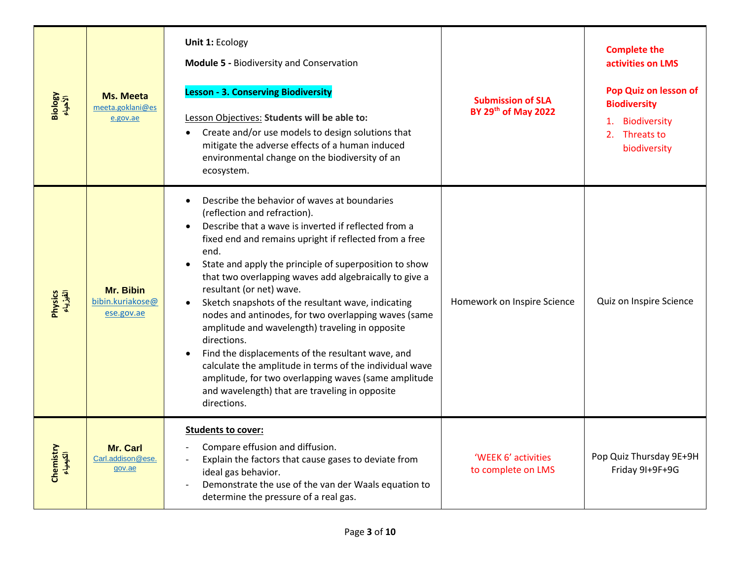| | | | | |
|---|---|---|---|---|
| **Biology** **الأحياء** | **Ms. Meeta** meeta.goklani@ese.gov.ae | **Unit 1:** Ecology<br><br>**Module 5 -** Biodiversity and Conservation<br><br>**Lesson - 3. Conserving Biodiversity**<br><br>Lesson Objectives: **Students will be able to:**<br>• Create and/or use models to design solutions that mitigate the adverse effects of a human induced environmental change on the biodiversity of an ecosystem. | **Submission of SLA BY 29th of May 2022** | **Complete the activities on LMS**<br><br>**Pop Quiz on lesson of Biodiversity**<br>1. Biodiversity<br>2. Threats to biodiversity |
| **Physics** **الفيزياء** | **Mr. Bibin** bibin.kuriakose@ese.gov.ae | • Describe the behavior of waves at boundaries (reflection and refraction).<br>• Describe that a wave is inverted if reflected from a fixed end and remains upright if reflected from a free end.<br>• State and apply the principle of superposition to show that two overlapping waves add algebraically to give a resultant (or net) wave.<br>• Sketch snapshots of the resultant wave, indicating nodes and antinodes, for two overlapping waves (same amplitude and wavelength) traveling in opposite directions.<br>• Find the displacements of the resultant wave, and calculate the amplitude in terms of the individual wave amplitude, for two overlapping waves (same amplitude and wavelength) that are traveling in opposite directions. | Homework on Inspire Science | Quiz on Inspire Science |
| **Chemistry** **الكيمياء** | **Mr. Carl** Carl.addison@ese.gov.ae | **Students to cover:**<br>- Compare effusion and diffusion.<br>- Explain the factors that cause gases to deviate from ideal gas behavior.<br>- Demonstrate the use of the van der Waals equation to determine the pressure of a real gas. | 'WEEK 6' activities to complete on LMS | Pop Quiz Thursday 9E+9H Friday 9I+9F+9G |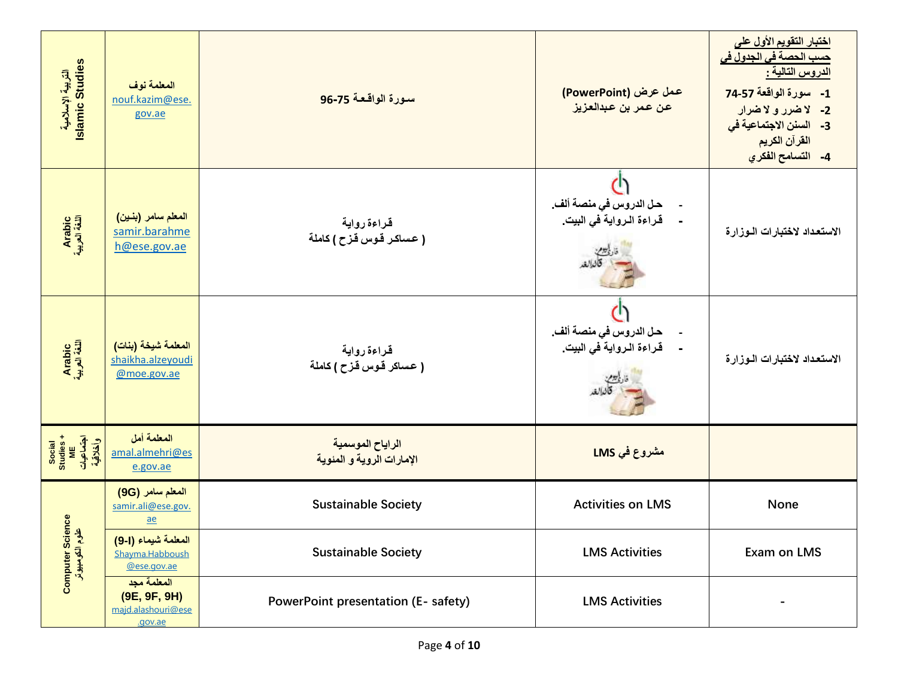| التربية الإسلامية Islamic Studies | المعلمة نوف nouf.kazim@ese.gov.ae | سورة الواقعة 75-96 | عمل عرض (PowerPoint) عن عمر بن عبدالعزيز | اختبار التقويم الأول على حسب الحصة في الجدول في الدروس التالية : 1- سورة الواقعة 57-74 2- لا ضرر و لا ضرار 3- السنن الاجتماعية في القرآن الكريم 4- التسامح الفكري |
|---|---|---|---|---|
| Arabic اللغة العربية | المعلم سامر (بنـين) samir.barahmeh@ese.gov.ae | قراءة رواية ( عساكر قوس قزح ) كاملة | - حل الدروس في منصة ألف. - قراءة الرواية في البيت. | الاستعداد لاختبارات الـوزارة |
| Arabic اللغة العربية | المعلمة شيخة (بنات) shaikha.alzeyoudi@moe.gov.ae | قراءة رواية ( عساكر قوس قزح ) كاملة | - حل الدروس في منصة ألف. - قراءة الرواية في البيت. | الاستعداد لاختبارات الـوزارة |
| Social Studies + ME اجتماعيات وأخلاقية | المعلمة أمل amal.almehri@ese.gov.ae | الرياح الموسمية الإمارات الروية و المئوية | مشروع في LMS | |
| Computer Science علوم الكومبيوتر | المعلم سامر (9G) samir.ali@ese.gov.ae | Sustainable Society | Activities on LMS | None |
| | المعلمة شيماء (9-I) Shayma.Habboush@ese.gov.ae | Sustainable Society | LMS Activities | Exam on LMS |
| | المعلمة مجد (9E, 9F, 9H) majd.alashouri@ese.gov.ae | PowerPoint presentation (E- safety) | LMS Activities | - |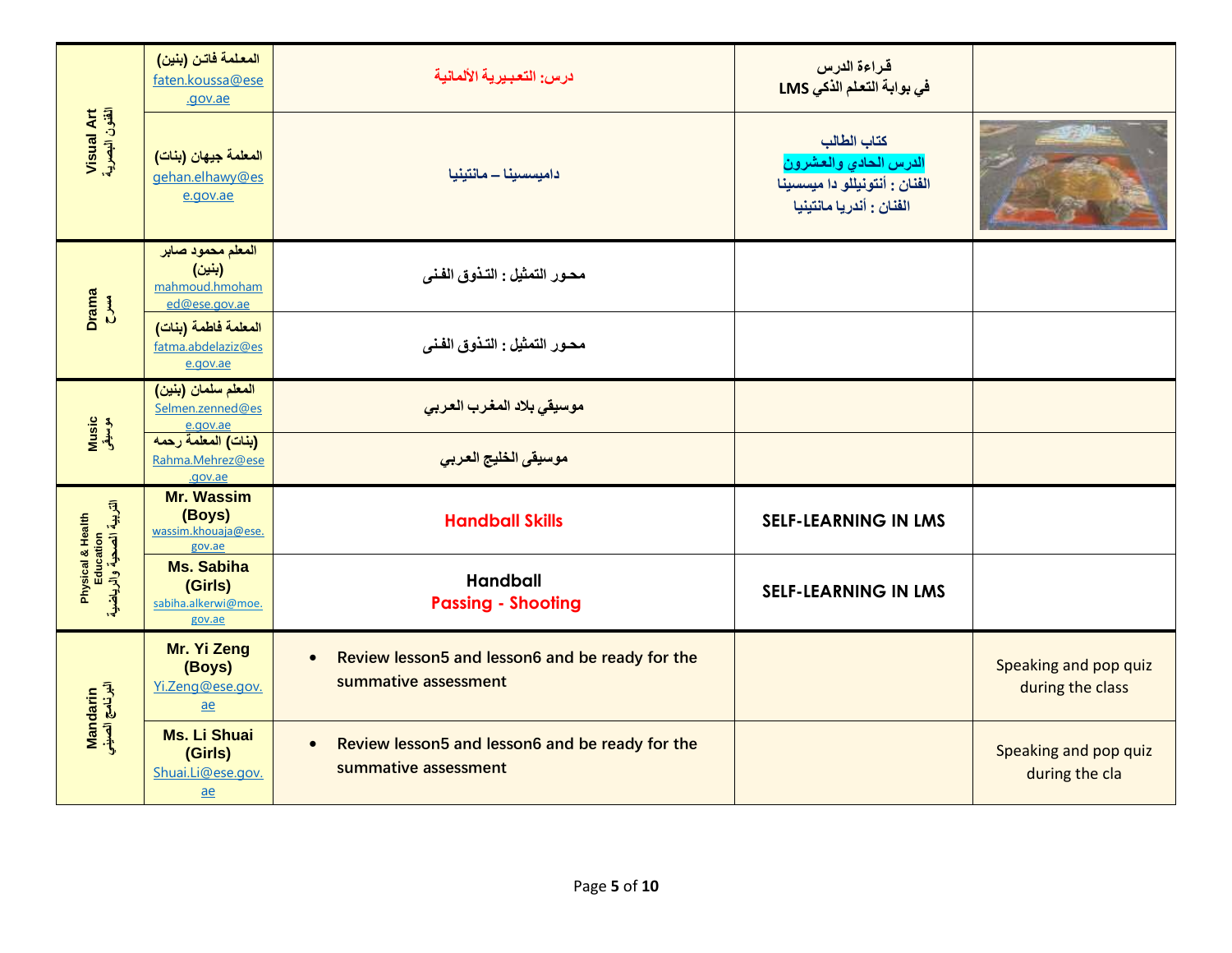| | | | | |
|---|---|---|---|---|
| Visual Art الفنون البصرية | المعلمة فاتن (بنين) faten.koussa@ese.gov.ae | درس: التعبيرية الألمانية | قراءة الدرس في بوابة التعلم الذكي LMS | |
| | المعلمة جيهان (بنات) gehan.elhawy@ese.gov.ae | داميسسينا – مانتينيا | كتاب الطالب الدرس الحادي والعشرون الفنان : أنتونيللو دا ميسسينا الفنان : أندريا مانتينيا | |
| Drama مسرح | المعلم محمود صابر (بنين) mahmoud.hmohamed@ese.gov.ae | محور التمثيل : التذوق الفنى | | |
| | المعلمة فاطمة (بنات) fatma.abdelaziz@ese.gov.ae | محور التمثيل : التذوق الفنى | | |
| Music موسيقى | المعلم سلمان (بنين) Selmen.zenned@ese.gov.ae | موسيقي بلاد المغرب العربي | | |
| | (بنات) المعلمة رحمه Rahma.Mehrez@ese.gov.ae | موسيقى الخليج العربي | | |
| Physical & Health Education التربية الصحية والرياضية | Mr. Wassim (Boys) wassim.khouaja@ese.gov.ae | Handball Skills | SELF-LEARNING IN LMS | |
| | Ms. Sabiha (Girls) sabiha.alkerwi@moe.gov.ae | Handball Passing - Shooting | SELF-LEARNING IN LMS | |
| Mandarin البرنامج الصيني | Mr. Yi Zeng (Boys) Yi.Zeng@ese.gov.ae | • Review lesson5 and lesson6 and be ready for the summative assessment | | Speaking and pop quiz during the class |
| | Ms. Li Shuai (Girls) Shuai.Li@ese.gov.ae | • Review lesson5 and lesson6 and be ready for the summative assessment | | Speaking and pop quiz during the cla |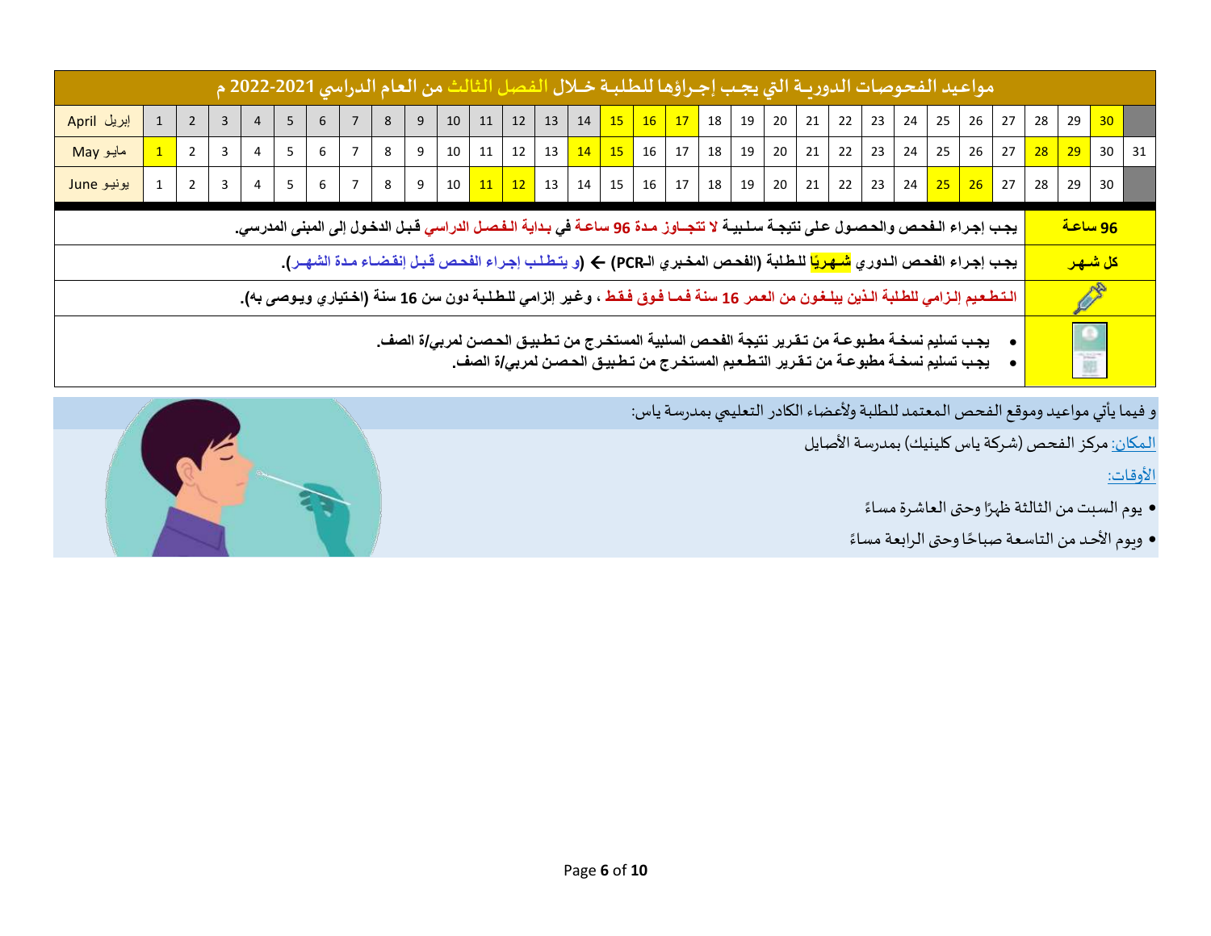## مواعيد الفحوصات الدوريـة التي يجـب إجـراؤها للطلبـة خـلال الفصل الثالث من العام الدراسي 2021-2022 م

| | | | | | | | | | | | | | | | | | | | | | | | | | | | | | | | |
|---|---|---|---|---|---|---|---|---|---|---|---|---|---|---|---|---|---|---|---|---|---|---|---|---|---|---|---|---|---|---|---|
| April إبريل | 1 | 2 | 3 | 4 | 5 | 6 | 7 | 8 | 9 | 10 | 11 | 12 | 13 | 14 | **15** | **16** | **17** | 18 | 19 | 20 | 21 | 22 | 23 | 24 | 25 | 26 | 27 | 28 | 29 | **30** | |
| May مايو | **1** | 2 | 3 | 4 | 5 | 6 | 7 | 8 | 9 | 10 | 11 | 12 | 13 | **14** | **15** | 16 | 17 | 18 | 19 | 20 | 21 | 22 | 23 | 24 | 25 | 26 | 27 | **28** | **29** | 30 | 31 |
| June يونيو | 1 | 2 | 3 | 4 | 5 | 6 | 7 | 8 | 9 | 10 | **11** | **12** | 13 | 14 | 15 | 16 | 17 | 18 | 19 | 20 | 21 | 22 | 23 | 24 | **25** | **26** | 27 | 28 | 29 | 30 | |

| | |
|---|---|
| **96 ساعة** | **يجب إجراء الفحص والحصول على نتيجة سلبية لا تتجـاوز مدة 96 ساعة في بداية الفصل الدراسي قبل الدخول إلى المبنى المدرسي.** |
| **كل شهر** | **يجب إجراء الفحص الدوري شهريًا للطلبة (الفحص المخبري الـPCR) ← (و يتطلب إجراء الفحص قبل إنقضاء مدة الشهر).** |
| | **التطعيم إلزامي للطلبة الذين يبلغون من العمر 16 سنة فما فوق فقط ، وغير إلزامي للطلبة دون سن 16 سنة (اختياري ويوصى به).** |
| | • **يجب تسليم نسخة مطبوعة من تقرير نتيجة الفحص السلبية المستخرج من تطبيق الحصن لمربي/ة الصف.** <br> • **يجب تسليم نسخة مطبوعة من تقرير التطعيم المستخرج من تطبيق الحصن لمربي/ة الصف.** |

و فيما يأتي مواعيد وموقع الفحص المعتمد للطلبة ولأعضاء الكادر التعليمي بمدرسة ياس:

المكان: مركز الفحص (شركة ياس كلينيك) بمدرسة الأصايل

الأوقات:

- يوم السبت من الثالثة ظهرًا وحتى العاشرة مساءً
- ويوم الأحد من التاسعة صباحًا وحتى الرابعة مساءً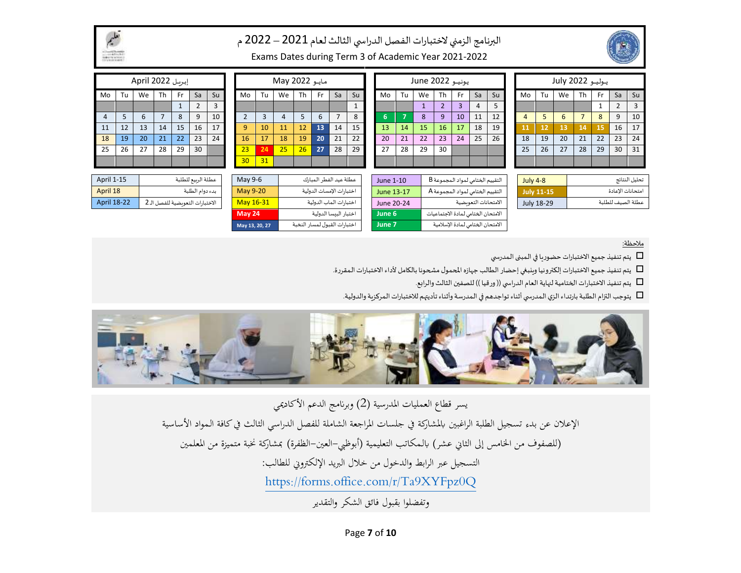# البرنامج الزمني لاختبارات الفصل الدراسي الثالث لعام 2021 – 2022 م

## Exams Dates during Term 3 of Academic Year 2021-2022

### April 2022 إبريل

| Mo | Tu | We | Th | Fr | Sa | Su |
|---|---|---|---|---|---|---|
| | | | | 1 | 2 | 3 |
| 4 | 5 | 6 | 7 | 8 | 9 | 10 |
| 11 | 12 | 13 | 14 | 15 | 16 | 17 |
| 18 | 19 | 20 | 21 | 22 | 23 | 24 |
| 25 | 26 | 27 | 28 | 29 | 30 | |

### May 2022 مايو

| Mo | Tu | We | Th | Fr | Sa | Su |
|---|---|---|---|---|---|---|
| | | | | | | 1 |
| 2 | 3 | 4 | 5 | 6 | 7 | 8 |
| 9 | 10 | 11 | 12 | 13 | 14 | 15 |
| 16 | 17 | 18 | 19 | 20 | 21 | 22 |
| 23 | 24 | 25 | 26 | 27 | 28 | 29 |
| 30 | 31 | | | | | |

### June 2022 يونيو

| Mo | Tu | We | Th | Fr | Sa | Su |
|---|---|---|---|---|---|---|
| | | 1 | 2 | 3 | 4 | 5 |
| 6 | 7 | 8 | 9 | 10 | 11 | 12 |
| 13 | 14 | 15 | 16 | 17 | 18 | 19 |
| 20 | 21 | 22 | 23 | 24 | 25 | 26 |
| 27 | 28 | 29 | 30 | | | |

### July 2022 يوليو

| Mo | Tu | We | Th | Fr | Sa | Su |
|---|---|---|---|---|---|---|
| | | | | 1 | 2 | 3 |
| 4 | 5 | 6 | 7 | 8 | 9 | 10 |
| 11 | 12 | 13 | 14 | 15 | 16 | 17 |
| 18 | 19 | 20 | 21 | 22 | 23 | 24 |
| 25 | 26 | 27 | 28 | 29 | 30 | 31 |

| Date | Event |
|---|---|
| April 1-15 | عطلة الربيع للطلبة |
| April 18 | بدء دوام الطلبة |
| April 18-22 | الاختبارات التعويضية للفصل الـ 2 |

| Date | Event |
|---|---|
| May 9-6 | عطلة عيد الفطر المبارك |
| May 9-20 | اختبارات الإمسات الدولية |
| May 16-31 | اختبارات الباب الدولية |
| May 24 | اختبار البيسا الدولية |
| May 13, 20, 27 | اختبارات القبول لمسار النخبة |

| Date | Event |
|---|---|
| June 1-10 | التقييم الختامي لمواد المجموعة B |
| June 13-17 | التقييم الختامي لمواد المجموعة A |
| June 20-24 | الامتحانات التعويضية |
| June 6 | الامتحان الختامي لمادة الاجتماعيات |
| June 7 | الامتحان الختامي لمادة الإسلامية |

| Date | Event |
|---|---|
| July 4-8 | تحليل النتائج |
| July 11-15 | امتحانات الإعادة |
| July 18-29 | عطلة الصيف للطلبة |

ملاحظة:

- ☐ يتم تنفيذ جميع الاختبارات حضوريا في المبنى المدرسي
- ☐ يتم تنفيذ جميع الاختبارات إلكترونيا وينبغي إحضار الطالب جهازه المحمول مشحونا بالكامل لأداء الاختبارات المقررة.
- ☐ يتم تنفيذ الاختبارات الختامية لنهاية العام الدراسي (( ورقيا )) للصفين الثالث والرابع.
- ☐ يتوجب التزام الطلبة بارتداء الزي المدرسي أثناء تواجدهم في المدرسة وأثناء تأديتهم للاختبارات المركزية والدولية.

يسر قطاع العمليات المدرسية (2) وبرنامج الدعم الأكاديمي

الإعلان عن بدء تسجيل الطلبة الراغبين بالمشاركة في جلسات المراجعة الشاملة للفصل الدراسي الثالث في كافة المواد الأساسية

(للصفوف من الخامس إلى الثاني عشر) بالمكاتب التعليمية (أبوظبي–العين–الظفرة) بمشاركة نخبة متميزة من المعلمين

التسجيل عبر الرابط والدخول من خلال البريد الإلكتروني للطالب:

https://forms.office.com/r/Ta9XYFpz0Q

وتفضلوا بقبول فائق الشكر والتقدير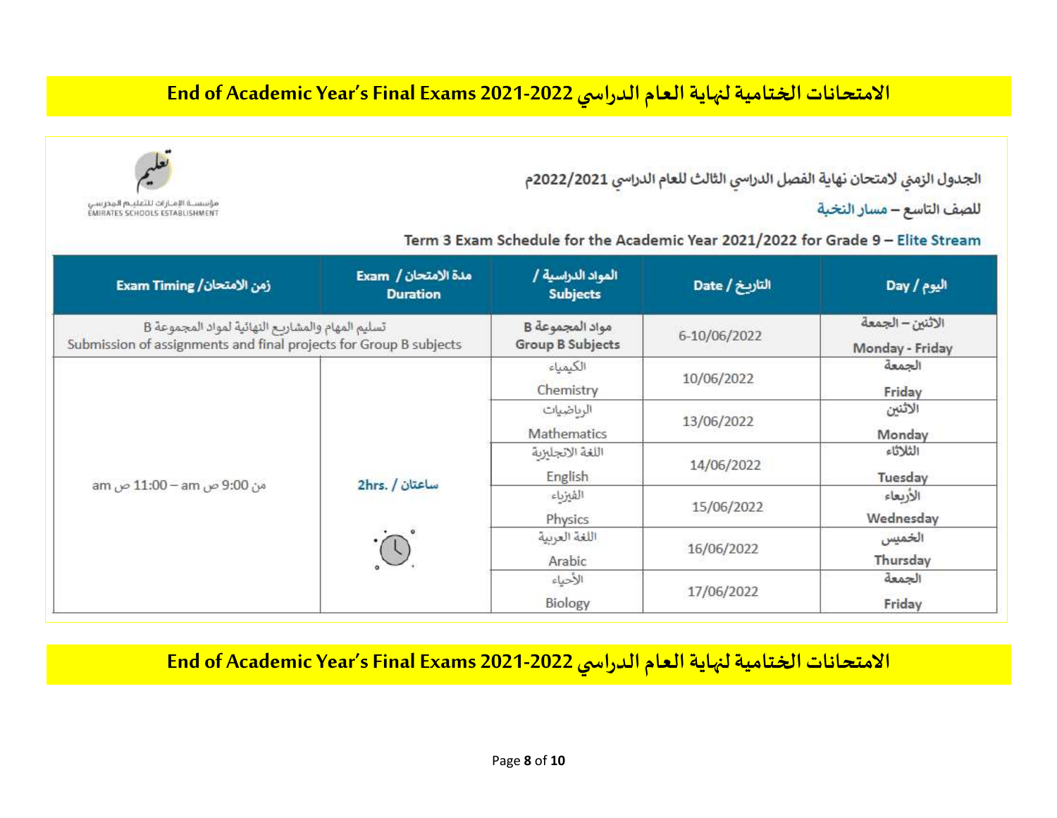# End of Academic Year's Final Exams 2021-2022 الامتحانات الختامية لنهاية العام الدراسي

مؤسسة الإمارات للتعليم المدرسي
EMIRATES SCHOOLS ESTABLISHMENT

الجدول الزمني لامتحان نهاية الفصل الدراسي الثالث للعام الدراسي 2022/2021م

للصف التاسع – مسار النخبة

Term 3 Exam Schedule for the Academic Year 2021/2022 for Grade 9 – Elite Stream

| Exam Timing / زمن الامتحان | Exam / مدة الامتحان Duration | المواد الدراسية / Subjects | Date / التاريخ | Day / اليوم |
|---|---|---|---|---|
| تسليم المهام والمشاريع النهائية لمواد المجموعة B Submission of assignments and final projects for Group B subjects | | مواد المجموعة B Group B Subjects | 6-10/06/2022 | الاثنين – الجمعة Monday - Friday |
| من 9:00 ص am – 11:00 ص am | 2hrs. / ساعتان | الكيمياء Chemistry | 10/06/2022 | الجمعة Friday |
| | | الرياضيات Mathematics | 13/06/2022 | الاثنين Monday |
| | | اللغة الانجليزية English | 14/06/2022 | الثلاثاء Tuesday |
| | | الفيزياء Physics | 15/06/2022 | الأربعاء Wednesday |
| | | اللغة العربية Arabic | 16/06/2022 | الخميس Thursday |
| | | الأحياء Biology | 17/06/2022 | الجمعة Friday |

# End of Academic Year's Final Exams 2021-2022 الامتحانات الختامية لنهاية العام الدراسي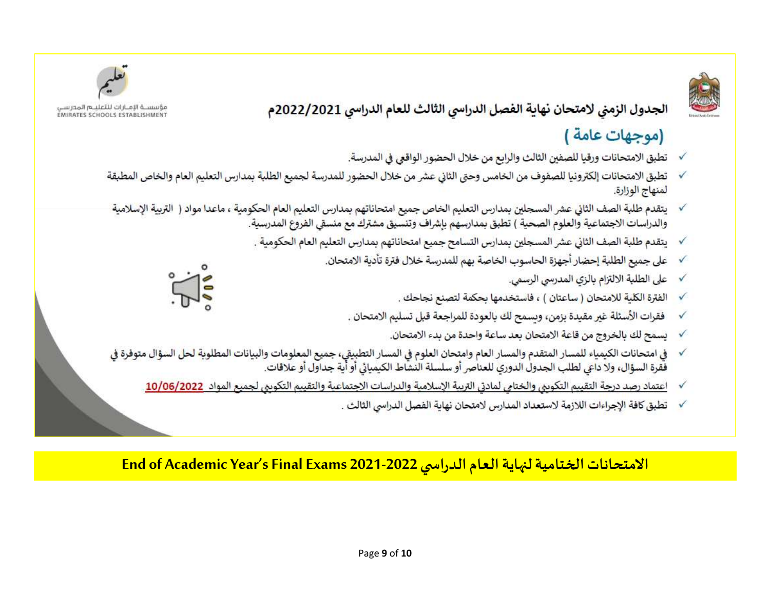مؤسسة الإمارات للتعليم المدرسي
EMIRATES SCHOOLS ESTABLISHMENT

## الجدول الزمني لامتحان نهاية الفصل الدراسي الثالث للعام الدراسي 2021/2022م

### (موجهات عامة)

- ✓ تطبق الامتحانات ورقيا للصفين الثالث والرابع من خلال الحضور الواقعي في المدرسة.
- ✓ تطبق الامتحانات إلكترونيا للصفوف من الخامس وحتى الثاني عشر من خلال الحضور للمدرسة لجميع الطلبة بمدارس التعليم العام والخاص المطبقة لمنهاج الوزارة.
- ✓ يتقدم طلبة الصف الثاني عشر المسجلين بمدارس التعليم الخاص جميع امتحاناتهم بمدارس التعليم العام الحكومية ، ماعدا مواد ( التربية الإسلامية والدراسات الاجتماعية والعلوم الصحية ) تطبق بمدارسهم بإشراف وتنسيق مشترك مع منسقي الفروع المدرسية.
- ✓ يتقدم طلبة الصف الثاني عشر المسجلين بمدارس التسامح جميع امتحاناتهم بمدارس التعليم العام الحكومية .
- ✓ على جميع الطلبة إحضار أجهزة الحاسوب الخاصة بهم للمدرسة خلال فترة تأدية الامتحان.
- ✓ على الطلبة الالتزام بالزي المدرسي الرسمي.
- ✓ الفترة الكلية للامتحان ( ساعتان ) ، فاستخدمها بحكمة لتصنع نجاحك .
- ✓ فقرات الأسئلة غير مقيدة بزمن، ويسمح لك بالعودة للمراجعة قبل تسليم الامتحان .
- ✓ يسمح لك بالخروج من قاعة الامتحان بعد ساعة واحدة من بدء الامتحان.
- ✓ في امتحانات الكيمياء للمسار المتقدم والمسار العام وامتحان العلوم في المسار التطبيقي، جميع المعلومات والبيانات المطلوبة لحل السؤال متوفرة في فقرة السؤال، ولا داعي لطلب الجدول الدوري للعناصر أو سلسلة النشاط الكيميائي أو أية جداول أو علاقات.
- ✓ اعتماد رصد درجة التقييم التكويني والختامي لمادتي التربية الإسلامية والدراسات الاجتماعية والتقييم التكويني لجميع المواد **10/06/2022**
- ✓ تطبق كافة الإجراءات اللازمة لاستعداد المدارس لامتحان نهاية الفصل الدراسي الثالث .

**End of Academic Year's Final Exams 2021-2022 الامتحانات الختامية لنهاية العام الدراسي**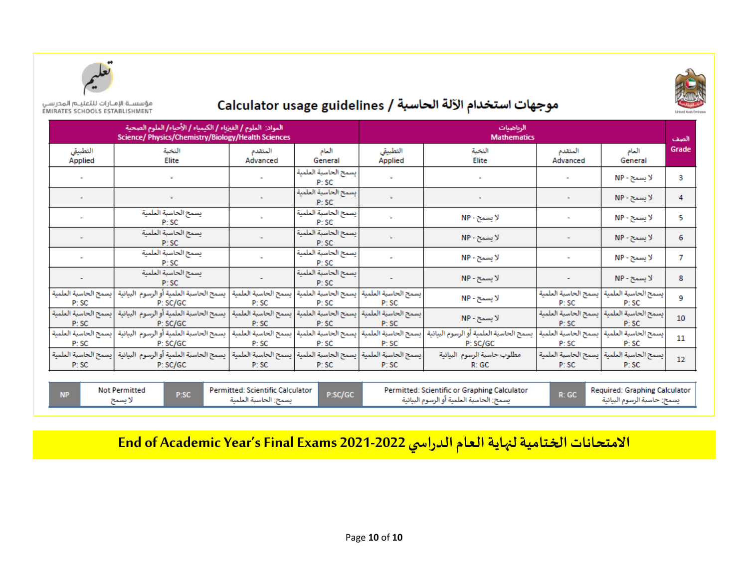مؤسسة الإمارات للتعليم المدرسي
EMIRATES SCHOOLS ESTABLISHMENT

# Calculator usage guidelines / موجهات استخدام الآلة الحاسبة

| المواد: العلوم / الفيزياء / الكيمياء / الأحياء/ العلوم الصحية Science/ Physics/Chemistry/Biology/Health Sciences | | | | الرياضيات Mathematics | | | | الصف Grade |
|---|---|---|---|---|---|---|---|---|
| التطبيقي Applied | النخبة Elite | المتقدم Advanced | العام General | التطبيقي Applied | النخبة Elite | المتقدم Advanced | العام General | |
| - | - | - | يسمح الحاسبة العلمية P: SC | - | - | - | لا يسمح - NP | 3 |
| - | - | - | يسمح الحاسبة العلمية P: SC | - | - | - | لا يسمح - NP | 4 |
| - | يسمح الحاسبة العلمية P: SC | - | يسمح الحاسبة العلمية P: SC | - | لا يسمح - NP | - | لا يسمح - NP | 5 |
| - | يسمح الحاسبة العلمية P: SC | - | يسمح الحاسبة العلمية P: SC | - | لا يسمح - NP | - | لا يسمح - NP | 6 |
| - | يسمح الحاسبة العلمية P: SC | - | يسمح الحاسبة العلمية P: SC | - | لا يسمح - NP | - | لا يسمح - NP | 7 |
| - | يسمح الحاسبة العلمية P: SC | - | يسمح الحاسبة العلمية P: SC | - | لا يسمح - NP | - | لا يسمح - NP | 8 |
| يسمح الحاسبة العلمية P: SC | يسمح الحاسبة العلمية أو الرسوم البيانية P: SC/GC | يسمح الحاسبة العلمية P: SC | يسمح الحاسبة العلمية P: SC | يسمح الحاسبة العلمية P: SC | لا يسمح - NP | يسمح الحاسبة العلمية P: SC | يسمح الحاسبة العلمية P: SC | 9 |
| يسمح الحاسبة العلمية P: SC | يسمح الحاسبة العلمية أو الرسوم البيانية P: SC/GC | يسمح الحاسبة العلمية P: SC | يسمح الحاسبة العلمية P: SC | يسمح الحاسبة العلمية P: SC | لا يسمح - NP | يسمح الحاسبة العلمية P: SC | يسمح الحاسبة العلمية P: SC | 10 |
| يسمح الحاسبة العلمية P: SC | يسمح الحاسبة العلمية أو الرسوم البيانية P: SC/GC | يسمح الحاسبة العلمية P: SC | يسمح الحاسبة العلمية P: SC | يسمح الحاسبة العلمية P: SC | يسمح الحاسبة العلمية أو الرسوم البيانية P: SC/GC | يسمح الحاسبة العلمية P: SC | يسمح الحاسبة العلمية P: SC | 11 |
| يسمح الحاسبة العلمية P: SC | يسمح الحاسبة العلمية أو الرسوم البيانية P: SC/GC | يسمح الحاسبة العلمية P: SC | يسمح الحاسبة العلمية P: SC | يسمح الحاسبة العلمية P: SC | مطلوب حاسبة الرسوم البيانية R: GC | يسمح الحاسبة العلمية P: SC | يسمح الحاسبة العلمية P: SC | 12 |

| | | | | | | | |
|---|---|---|---|---|---|---|---|
| NP | Not Permitted لا يسمح | P:SC | Permitted: Scientific Calculator يسمح: الحاسبة العلمية | P:SC/GC | Permitted: Scientific or Graphing Calculator يسمح: الحاسبة العلمية أو الرسوم البيانية | R: GC | Required: Graphing Calculator يسمح: حاسبة الرسوم البيانية |

## End of Academic Year's Final Exams 2021-2022 الامتحانات الختامية لنهاية العام الدراسي